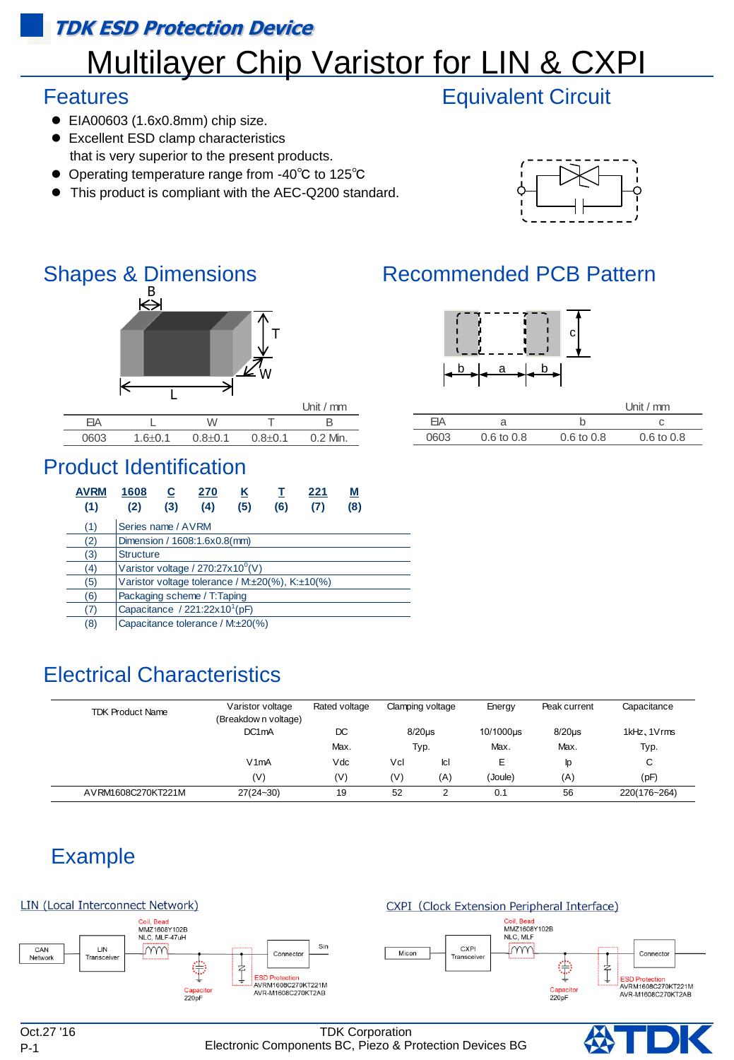*TDK ESD Protection Device*

# Multilayer Chip Varistor for LIN & CXPI

## Features

- EIA00603 (1.6x0.8mm) chip size.
- Excellent ESD clamp characteristics that is very superior to the present products.
- Operating temperature range from -40℃ to 125℃
- This product is compliant with the AEC-Q200 standard.

## Equivalent Circuit

## Shapes & Dimensions

Unit / mm

| EIA | L | W | T | B |
|---|---|---|---|---|
| 0603 | 1.6±0.1 | 0.8±0.1 | 0.8±0.1 | 0.2 Min. |

## Recommended PCB Pattern

Unit / mm

| EIA | a | b | c |
|---|---|---|---|
| 0603 | 0.6 to 0.8 | 0.6 to 0.8 | 0.6 to 0.8 |

## Product Identification

| AVRM | 1608 | C | 270 | K | T | 221 | M |
|---|---|---|---|---|---|---|---|
| (1) | (2) | (3) | (4) | (5) | (6) | (7) | (8) |

| | |
|---|---|
| (1) | Series name / AVRM |
| (2) | Dimension / 1608:1.6x0.8(mm) |
| (3) | Structure |
| (4) | Varistor voltage / 270:27x10$^{0}$(V) |
| (5) | Varistor voltage tolerance / M:±20(%), K:±10(%) |
| (6) | Packaging scheme / T:Taping |
| (7) | Capacitance / 221:22x10$^{1}$(pF) |
| (8) | Capacitance tolerance / M:±20(%) |

## Electrical Characteristics

| TDK Product Name | Varistor voltage (Breakdown voltage) | Rated voltage | Clamping voltage | | Energy | Peak current | Capacitance |
|---|---|---|---|---|---|---|---|
| | DC1mA | DC | 8/20μs | | 10/1000μs | 8/20μs | 1kHz、1Vrms |
| | | Max. | Typ. | | Max. | Max. | Typ. |
| | V1mA | Vdc | Vcl | Icl | E | Ip | C |
| | (V) | (V) | (V) | (A) | (Joule) | (A) | (pF) |
| AVRM1608C270KT221M | 27(24~30) | 19 | 52 | 2 | 0.1 | 56 | 220(176~264) |

## Example

LIN (Local Interconnect Network)

CAN Network — LIN Transceiver — Coil, Bead MMZ1608Y102B NLC, MLF-47uH — Connector — Sin; Capacitor 220pF; ESD Protection AVRM1608C270KT221M AVR-M1608C270KT2AB

CXPI (Clock Extension Peripheral Interface)

Micon — CXPI Transceiver — Coil, Bead MMZ1608Y102B NLC, MLF — Connector; Capacitor 220pF; ESD Protection AVRM1608C270KT221M AVR-M1608C270KT2AB

Oct.27 '16

TDK Corporation
Electronic Components BC, Piezo & Protection Devices BG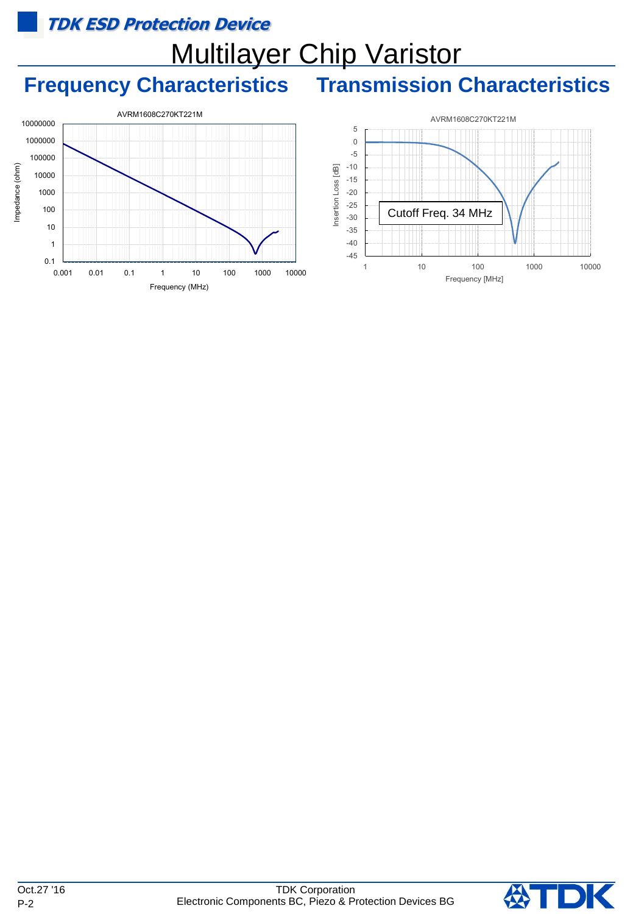# Multilayer Chip Varistor

## Frequency Characteristics

AVRM1608C270KT221M

Impedance (ohm) vs. Frequency (MHz)

## Transmission Characteristics

AVRM1608C270KT221M

Insertion Loss [dB] vs. Frequency [MHz]

Cutoff Freq. 34 MHz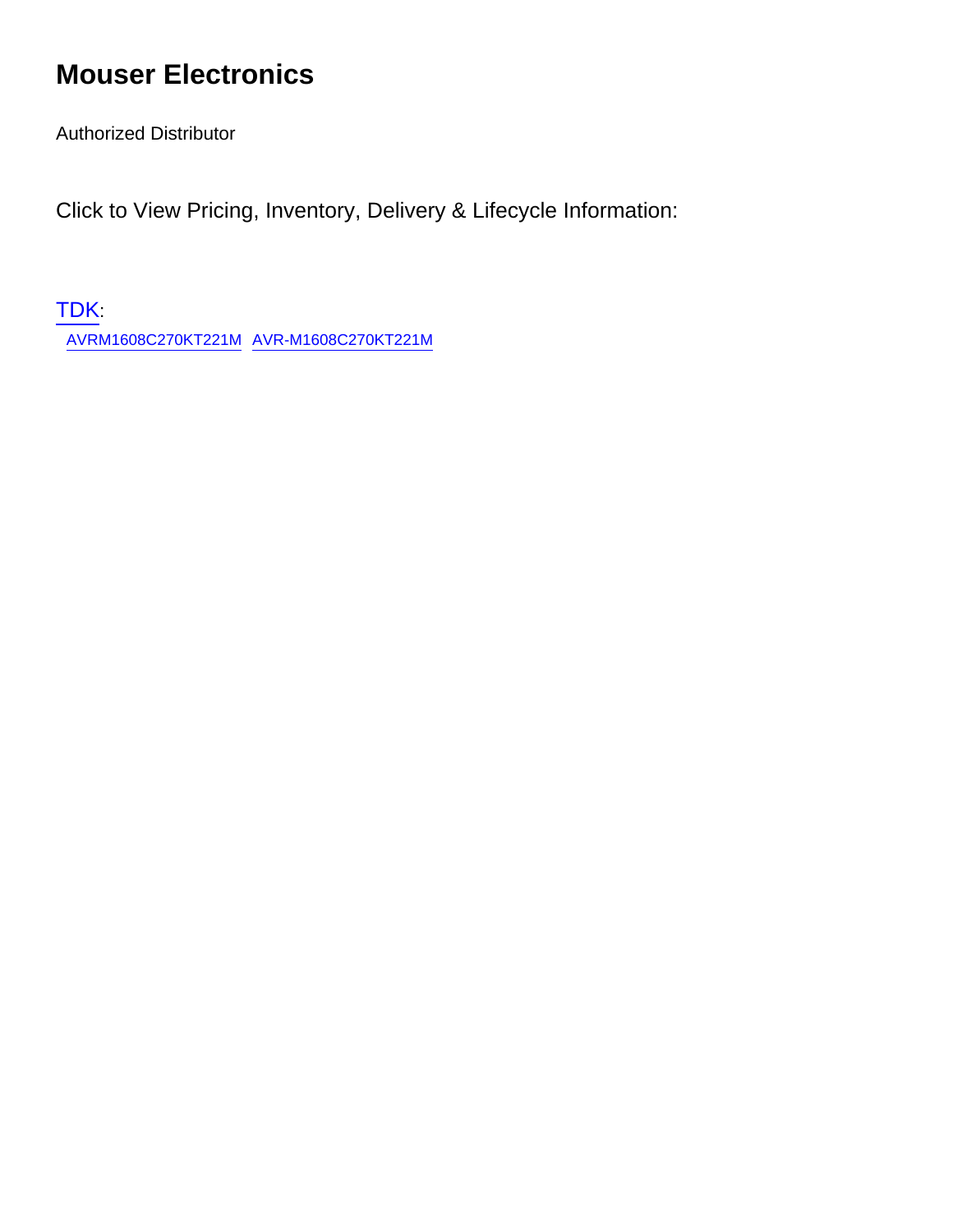# Mouser Electronics

Authorized Distributor

Click to View Pricing, Inventory, Delivery & Lifecycle Information:

TDK:

AVRM1608C270KT221M AVR-M1608C270KT221M